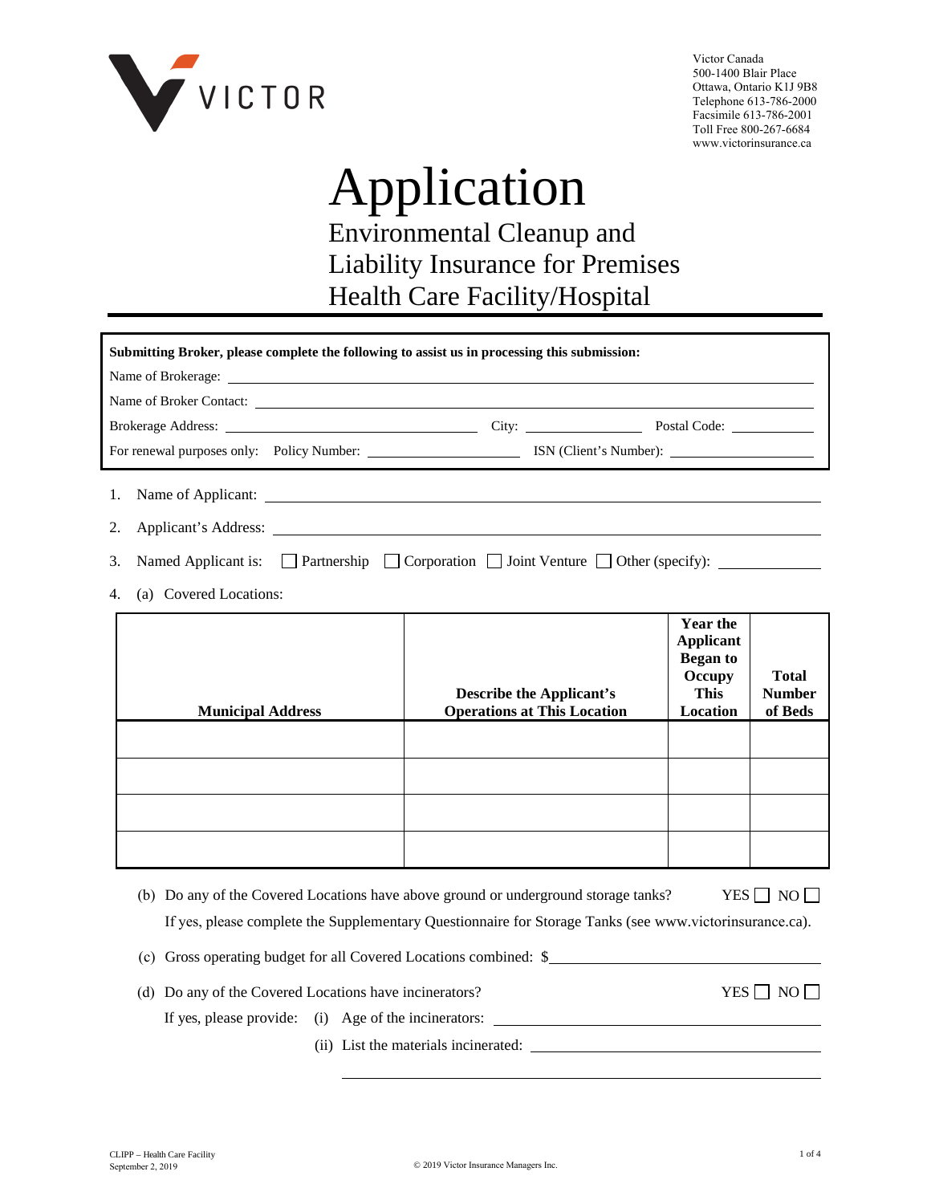VICTOR

Victor Canada
500-1400 Blair Place
Ottawa, Ontario K1J 9B8
Telephone 613-786-2000
Facsimile 613-786-2001
Toll Free 800-267-6684
www.victorinsurance.ca

# Application

## Environmental Cleanup and Liability Insurance for Premises Health Care Facility/Hospital

**Submitting Broker, please complete the following to assist us in processing this submission:**

Name of Brokerage: ______________________________

Name of Broker Contact: ______________________________

Brokerage Address: ______________________ City: ______________ Postal Code: __________

For renewal purposes only: Policy Number: ______________ ISN (Client's Number): ______________

1. Name of Applicant: ______________________________

2. Applicant's Address: ______________________________

3. Named Applicant is: ☐ Partnership ☐ Corporation ☐ Joint Venture ☐ Other (specify): __________

4. (a) Covered Locations:

| Municipal Address | Describe the Applicant's Operations at This Location | Year the Applicant Began to Occupy This Location | Total Number of Beds |
|---|---|---|---|
| | | | |
| | | | |
| | | | |
| | | | |

(b) Do any of the Covered Locations have above ground or underground storage tanks? YES ☐ NO ☐

If yes, please complete the Supplementary Questionnaire for Storage Tanks (see www.victorinsurance.ca).

(c) Gross operating budget for all Covered Locations combined: $______________________

(d) Do any of the Covered Locations have incinerators? YES ☐ NO ☐

If yes, please provide: (i) Age of the incinerators: ______________________

(ii) List the materials incinerated: ______________________

______________________________

CLIPP – Health Care Facility
September 2, 2019

© 2019 Victor Insurance Managers Inc.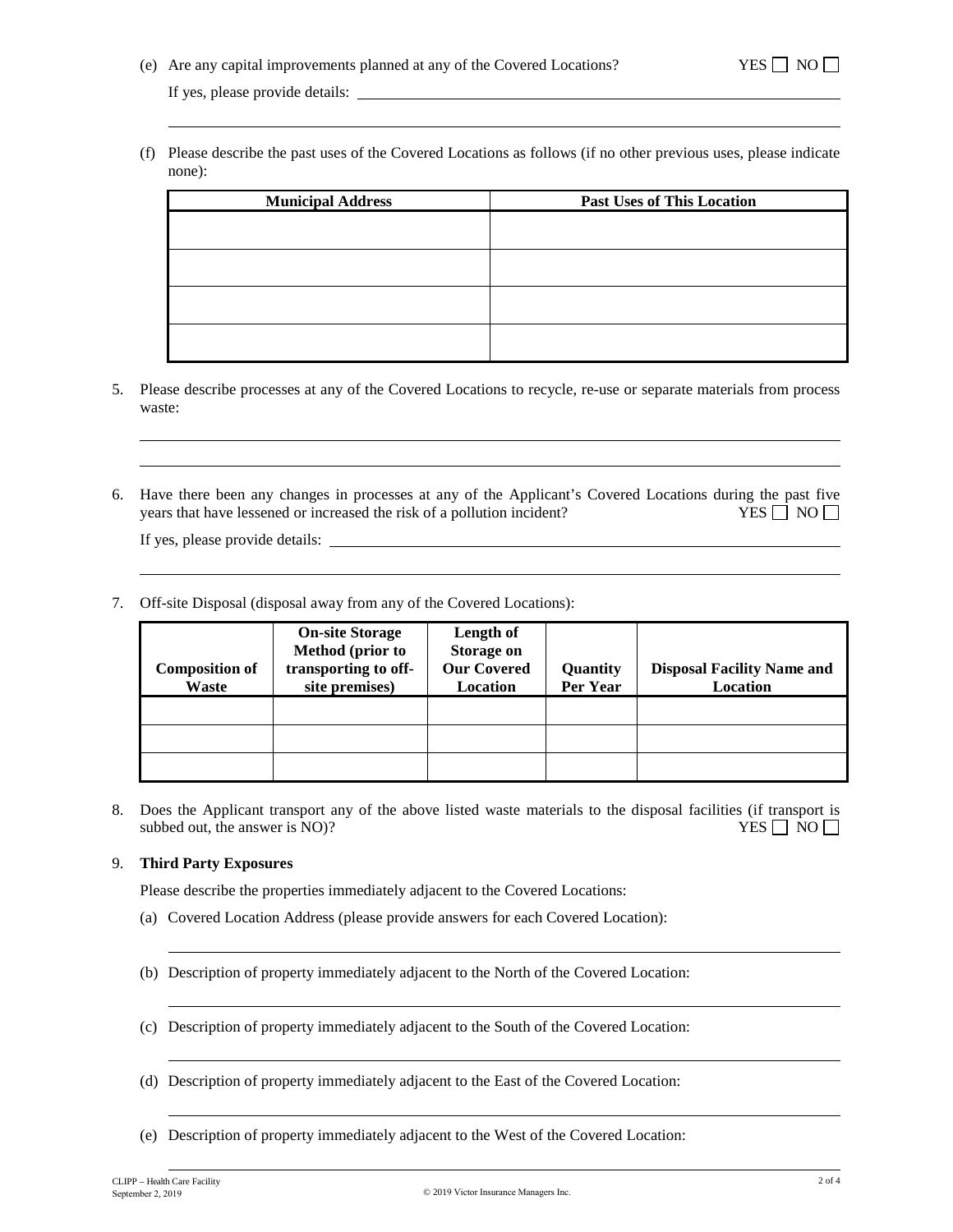(e) Are any capital improvements planned at any of the Covered Locations? YES ☐ NO ☐

If yes, please provide details: \_\_\_\_\_\_\_\_\_\_\_\_\_\_\_\_\_\_\_\_\_\_\_\_\_\_\_\_\_\_\_\_\_\_\_\_\_\_\_\_

(f) Please describe the past uses of the Covered Locations as follows (if no other previous uses, please indicate none):

| Municipal Address | Past Uses of This Location |
|---|---|
| | |
| | |
| | |
| | |

5. Please describe processes at any of the Covered Locations to recycle, re-use or separate materials from process waste:

6. Have there been any changes in processes at any of the Applicant's Covered Locations during the past five years that have lessened or increased the risk of a pollution incident? YES ☐ NO ☐

   If yes, please provide details: \_\_\_\_\_\_\_\_\_\_\_\_\_\_\_\_\_\_\_\_\_\_\_\_\_\_\_\_\_\_\_\_\_\_\_\_\_\_\_\_

7. Off-site Disposal (disposal away from any of the Covered Locations):

| Composition of Waste | On-site Storage Method (prior to transporting to off-site premises) | Length of Storage on Our Covered Location | Quantity Per Year | Disposal Facility Name and Location |
|---|---|---|---|---|
| | | | | |
| | | | | |
| | | | | |

8. Does the Applicant transport any of the above listed waste materials to the disposal facilities (if transport is subbed out, the answer is NO)? YES ☐ NO ☐

9. **Third Party Exposures**

   Please describe the properties immediately adjacent to the Covered Locations:

   (a) Covered Location Address (please provide answers for each Covered Location):

   (b) Description of property immediately adjacent to the North of the Covered Location:

   (c) Description of property immediately adjacent to the South of the Covered Location:

   (d) Description of property immediately adjacent to the East of the Covered Location:

   (e) Description of property immediately adjacent to the West of the Covered Location: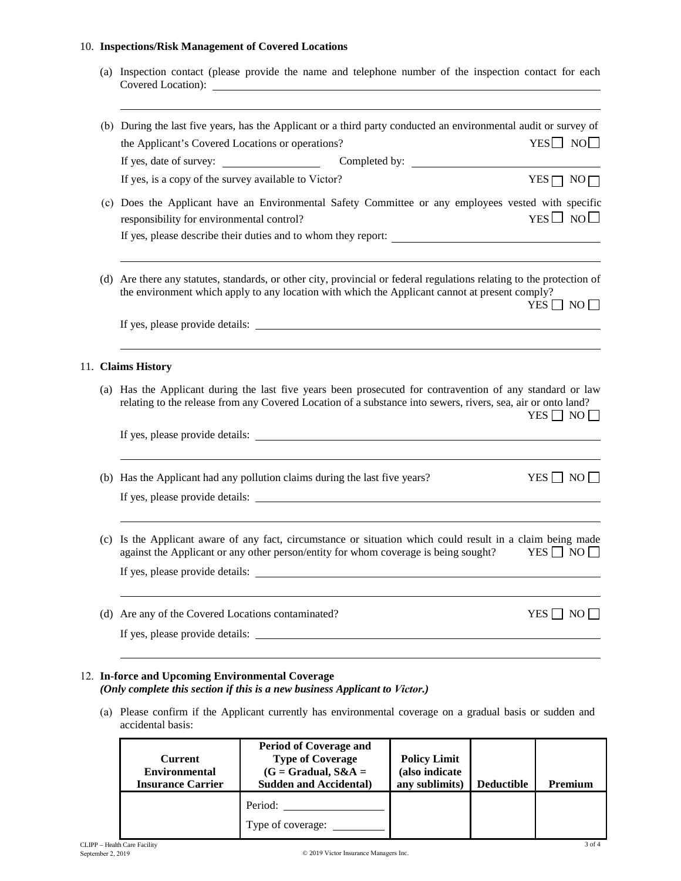10. **Inspections/Risk Management of Covered Locations**

   (a) Inspection contact (please provide the name and telephone number of the inspection contact for each Covered Location): ______________________________________________

   ______________________________________________

   (b) During the last five years, has the Applicant or a third party conducted an environmental audit or survey of the Applicant's Covered Locations or operations? YES ☐ NO ☐

   If yes, date of survey: ______________ Completed by: ______________

   If yes, is a copy of the survey available to Victor? YES ☐ NO ☐

   (c) Does the Applicant have an Environmental Safety Committee or any employees vested with specific responsibility for environmental control? YES ☐ NO ☐

   If yes, please describe their duties and to whom they report: ______________

   ______________________________________________

   (d) Are there any statutes, standards, or other city, provincial or federal regulations relating to the protection of the environment which apply to any location with which the Applicant cannot at present comply? YES ☐ NO ☐

   If yes, please provide details: ______________

   ______________________________________________

11. **Claims History**

   (a) Has the Applicant during the last five years been prosecuted for contravention of any standard or law relating to the release from any Covered Location of a substance into sewers, rivers, sea, air or onto land? YES ☐ NO ☐

   If yes, please provide details: ______________

   ______________________________________________

   (b) Has the Applicant had any pollution claims during the last five years? YES ☐ NO ☐

   If yes, please provide details: ______________

   ______________________________________________

   (c) Is the Applicant aware of any fact, circumstance or situation which could result in a claim being made against the Applicant or any other person/entity for whom coverage is being sought? YES ☐ NO ☐

   If yes, please provide details: ______________

   ______________________________________________

   (d) Are any of the Covered Locations contaminated? YES ☐ NO ☐

   If yes, please provide details: ______________

   ______________________________________________

12. **In-force and Upcoming Environmental Coverage**
   ***(Only complete this section if this is a new business Applicant to Victor.)***

   (a) Please confirm if the Applicant currently has environmental coverage on a gradual basis or sudden and accidental basis:

| Current Environmental Insurance Carrier | Period of Coverage and Type of Coverage (G = Gradual, S&A = Sudden and Accidental) | Policy Limit (also indicate any sublimits) | Deductible | Premium |
|---|---|---|---|---|
| | Period: ______________ Type of coverage: __________ | | | |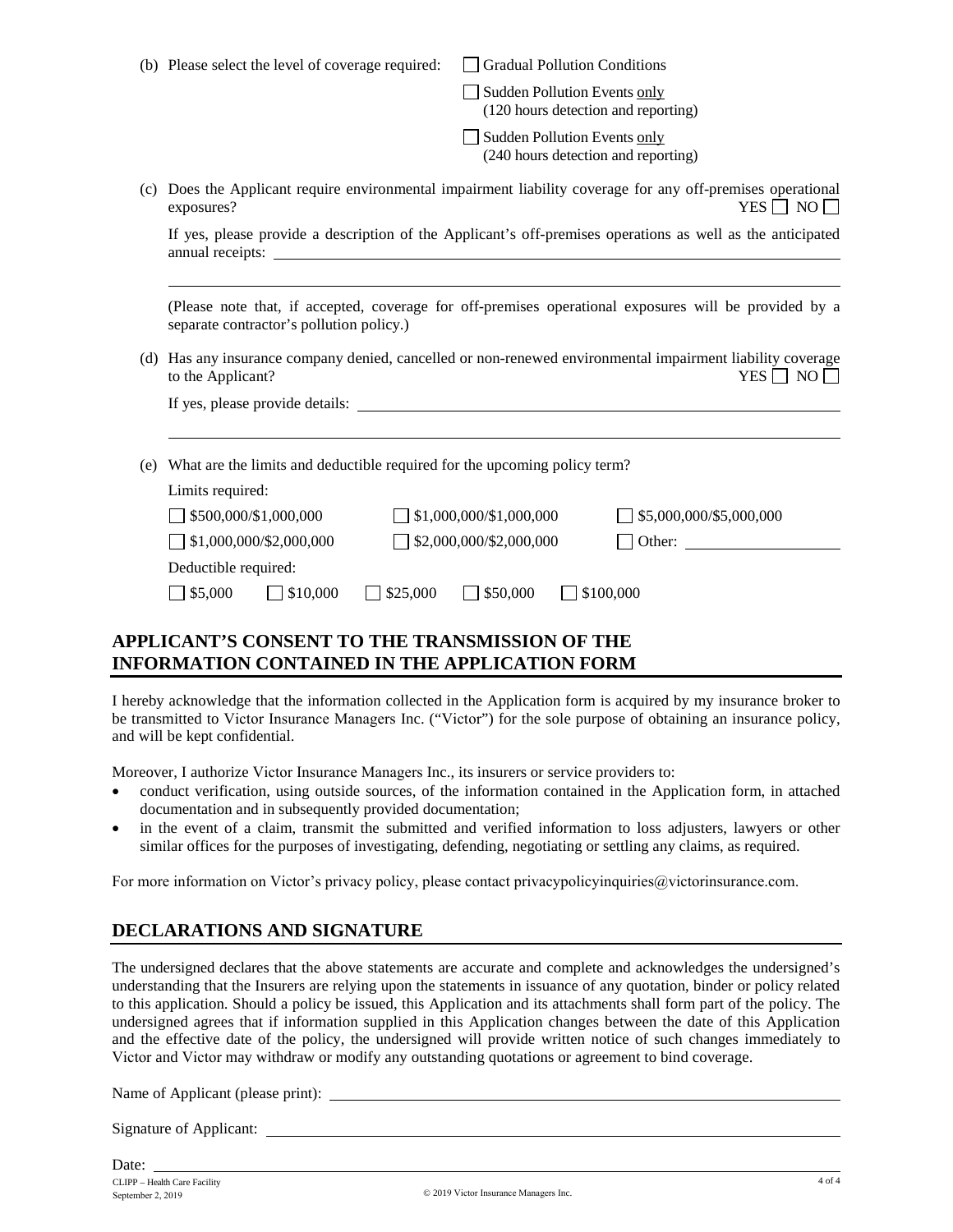(b) Please select the level of coverage required:

- ☐ Gradual Pollution Conditions
- ☐ Sudden Pollution Events only (120 hours detection and reporting)
- ☐ Sudden Pollution Events only (240 hours detection and reporting)

(c) Does the Applicant require environmental impairment liability coverage for any off-premises operational exposures? YES ☐ NO ☐

If yes, please provide a description of the Applicant's off-premises operations as well as the anticipated annual receipts: ____________________

____________________

(Please note that, if accepted, coverage for off-premises operational exposures will be provided by a separate contractor's pollution policy.)

(d) Has any insurance company denied, cancelled or non-renewed environmental impairment liability coverage to the Applicant? YES ☐ NO ☐

If yes, please provide details: ____________________

____________________

(e) What are the limits and deductible required for the upcoming policy term?

Limits required:

| | | |
|---|---|---|
| ☐ $500,000/$1,000,000 | ☐ $1,000,000/$1,000,000 | ☐ $5,000,000/$5,000,000 |
| ☐ $1,000,000/$2,000,000 | ☐ $2,000,000/$2,000,000 | ☐ Other: ____________ |

Deductible required:

☐ $5,000 ☐ $10,000 ☐ $25,000 ☐ $50,000 ☐ $100,000

## APPLICANT'S CONSENT TO THE TRANSMISSION OF THE INFORMATION CONTAINED IN THE APPLICATION FORM

I hereby acknowledge that the information collected in the Application form is acquired by my insurance broker to be transmitted to Victor Insurance Managers Inc. ("Victor") for the sole purpose of obtaining an insurance policy, and will be kept confidential.

Moreover, I authorize Victor Insurance Managers Inc., its insurers or service providers to:

- conduct verification, using outside sources, of the information contained in the Application form, in attached documentation and in subsequently provided documentation;
- in the event of a claim, transmit the submitted and verified information to loss adjusters, lawyers or other similar offices for the purposes of investigating, defending, negotiating or settling any claims, as required.

For more information on Victor's privacy policy, please contact privacypolicyinquiries@victorinsurance.com.

## DECLARATIONS AND SIGNATURE

The undersigned declares that the above statements are accurate and complete and acknowledges the undersigned's understanding that the Insurers are relying upon the statements in issuance of any quotation, binder or policy related to this application. Should a policy be issued, this Application and its attachments shall form part of the policy. The undersigned agrees that if information supplied in this Application changes between the date of this Application and the effective date of the policy, the undersigned will provide written notice of such changes immediately to Victor and Victor may withdraw or modify any outstanding quotations or agreement to bind coverage.

Name of Applicant (please print): ____________________

Signature of Applicant: ____________________

Date: ____________________